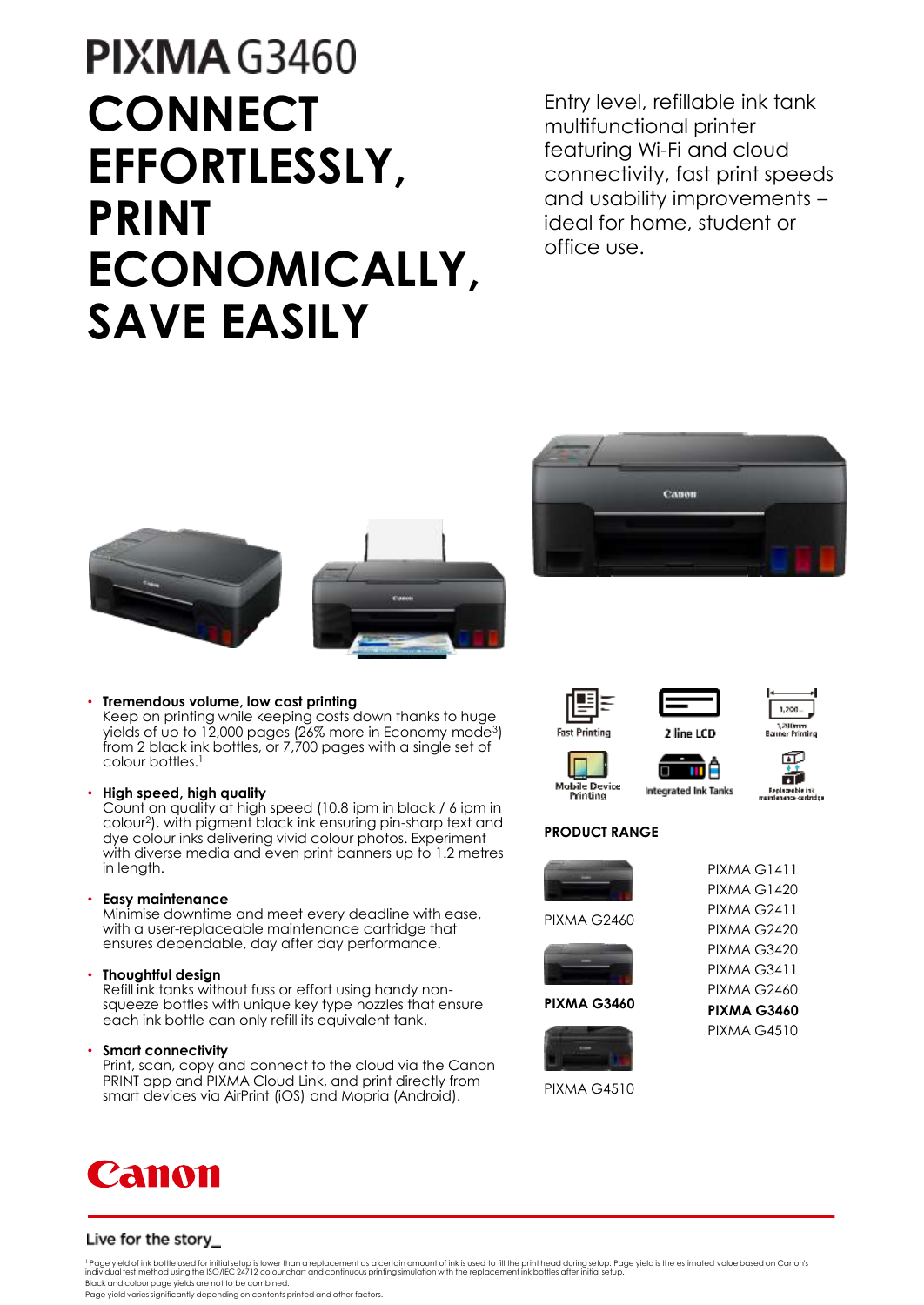# PIXMA G3460

# CONNECT EFFORTLESSLY, PRINT ECONOMICALLY, SAVE EASILY

Entry level, refillable ink tank multifunctional printer featuring Wi-Fi and cloud connectivity, fast print speeds and usability improvements – ideal for home, student or office use.

- **Tremendous volume, low cost printing**
  Keep on printing while keeping costs down thanks to huge yields of up to 12,000 pages (26% more in Economy mode[3]) from 2 black ink bottles, or 7,700 pages with a single set of colour bottles.[1]

- **High speed, high quality**
  Count on quality at high speed (10.8 ipm in black / 6 ipm in colour[2]), with pigment black ink ensuring pin-sharp text and dye colour inks delivering vivid colour photos. Experiment with diverse media and even print banners up to 1.2 metres in length.

- **Easy maintenance**
  Minimise downtime and meet every deadline with ease, with a user-replaceable maintenance cartridge that ensures dependable, day after day performance.

- **Thoughtful design**
  Refill ink tanks without fuss or effort using handy non-squeeze bottles with unique key type nozzles that ensure each ink bottle can only refill its equivalent tank.

- **Smart connectivity**
  Print, scan, copy and connect to the cloud via the Canon PRINT app and PIXMA Cloud Link, and print directly from smart devices via AirPrint (iOS) and Mopria (Android).

Fast Printing | 2 line LCD | 1,200mm Banner Printing | Mobile Device Printing | Integrated Ink Tanks | Replaceable ink maintenance cartridge

## PRODUCT RANGE

PIXMA G2460

**PIXMA G3460**

PIXMA G4510

- PIXMA G1411
- PIXMA G1420
- PIXMA G2411
- PIXMA G2420
- PIXMA G3420
- PIXMA G3411
- PIXMA G2460
- **PIXMA G3460**
- PIXMA G4510

Canon

Live for the story_

[1] Page yield of ink bottle used for initial setup is lower than a replacement as a certain amount of ink is used to fill the print head during setup. Page yield is the estimated value based on Canon's individual test method using the ISO/IEC 24712 colour chart and continuous printing simulation with the replacement ink bottles after initial setup.
Black and colour page yields are not to be combined.
Page yield varies significantly depending on contents printed and other factors.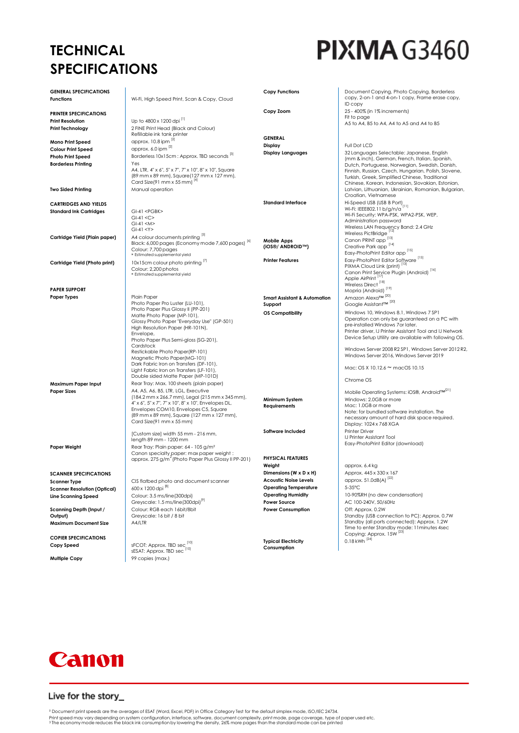# TECHNICAL SPECIFICATIONS

# PIXMA G3460

| GENERAL SPECIFICATIONS | |
|---|---|
| **Functions** | Wi-Fi, High Speed Print, Scan & Copy, Cloud |
| **PRINTER SPECIFICATIONS** | |
| **Print Resolution** | Up to 4800 x 1200 dpi [1] |
| **Print Technology** | 2 FINE Print Head (Black and Colour)<br>Refillable ink tank printer |
| **Mono Print Speed** | approx. 10.8 ipm [2] |
| **Colour Print Speed** | approx. 6.0 ipm [2] |
| **Photo Print Speed** | Borderless 10x15cm : Approx. TBD seconds [3] |
| **Borderless Printing** | Yes<br>A4, LTR, 4" x 6", 5" x 7", 7" x 10", 8" x 10", Square (89 mm x 89 mm), Square(127 mm x 127 mm), Card Size(91 mm x 55 mm) [4] |
| **Two Sided Printing** | Manual operation |
| **CARTRIDGES AND YIELDS** | |
| **Standard Ink Cartridges** | GI-41 <PGBK><br>GI-41 <C><br>GI-41 <M><br>GI-41 <Y> |
| **Cartridge Yield (Plain paper)** | A4 colour documents printing [5]<br>Black: 6,000 pages (Economy mode 7,600 pages) [6]<br>Colour: 7,700 pages<br>* Estimated supplemental yield |
| **Cartridge Yield (Photo print)** | 10x15cm colour photo printing [7]<br>Colour: 2,200 photos<br>* Estimated supplemental yield |
| **PAPER SUPPORT** | |
| **Paper Types** | Plain Paper<br>Photo Paper Pro Luster (LU-101),<br>Photo Paper Plus Glossy II (PP-201)<br>Matte Photo Paper (MP-101),<br>Glossy Photo Paper "Everyday Use" (GP-501)<br>High Resolution Paper (HR-101N),<br>Envelope,<br>Photo Paper Plus Semi-gloss (SG-201),<br>Cardstock<br>Restickable Photo Paper(RP-101)<br>Magnetic Photo Paper(MG-101)<br>Dark Fabric Iron on Transfers (DF-101),<br>Light Fabric Iron on Transfers (LF-101),<br>Double sided Matte Paper (MP-101D) |
| **Maximum Paper Input** | Rear Tray: Max. 100 sheets (plain paper) |
| **Paper Sizes** | A4, A5, A6, B5, LTR, LGL, Executive (184.2 mm x 266.7 mm), Legal (215 mm x 345 mm), 4" x 6", 5" x 7", 7" x 10", 8" x 10", Envelopes DL, Envelopes COM10, Envelopes C5, Square (89 mm x 89 mm), Square (127 mm x 127 mm), Card Size(91 mm x 55 mm)<br><br>[Custom size] width 55 mm - 216 mm, length 89 mm - 1200 mm |
| **Paper Weight** | Rear Tray: Plain paper: 64 - 105 g/m²<br>Canon specialty paper: max paper weight : approx. 275 g/m² (Photo Paper Plus Glossy II PP-201) |
| **SCANNER SPECIFICATIONS** | |
| **Scanner Type** | CIS flatbed photo and document scanner |
| **Scanner Resolution (Optical)** | 600 x 1200 dpi [8] |
| **Line Scanning Speed** | Colour: 3.5 ms/line(300dpi)<br>Greyscale: 1.5 ms/line(300dpi) [9] |
| **Scanning Depth (Input / Output)** | Colour: RGB each 16bit/8bit<br>Greyscale: 16 bit / 8 bit |
| **Maximum Document Size** | A4/LTR |
| **COPIER SPECIFICATIONS** | |
| **Copy Speed** | sFCOT: Approx. TBD sec [10]<br>sESAT: Approx. TBD sec [10] |
| **Multiple Copy** | 99 copies (max.) |
| **Copy Functions** | Document Copying, Photo Copying, Borderless copy, 2-on-1 and 4-on-1 copy, Frame erase copy, ID copy |
| **Copy Zoom** | 25 - 400% (in 1% increments)<br>Fit to page<br>A5 to A4, B5 to A4, A4 to A5 and A4 to B5 |
| **GENERAL** | |
| **Display** | Full Dot LCD |
| **Display Languages** | 32 Languages Selectable: Japanese, English (mm & inch), German, French, Italian, Spanish, Dutch, Portuguese, Norwegian, Swedish, Danish, Finnish, Russian, Czech, Hungarian, Polish, Slovene, Turkish, Greek, Simplified Chinese, Traditional Chinese, Korean, Indonesian, Slovakian, Estonian, Latvian, Lithuanian, Ukrainian, Romanian, Bulgarian, Croatian, Vietnamese |
| **Standard Interface** | Hi-Speed USB (USB B Port) [11]<br>Wi-Fi: IEEE802.11 b/g/n/a<br>Wi-Fi Security: WPA-PSK, WPA2-PSK, WEP, Administration password<br>Wireless LAN Frequency Band: 2.4 GHz<br>Wireless PictBridge [12] |
| **Mobile Apps (iOS®/ ANDROID™)** | Canon PRINT app [13]<br>Creative Park app [14]<br>Easy-PhotoPrint Editor app [15] |
| **Printer Features** | Easy-PhotoPrint Editor Software [15]<br>PIXMA Cloud Link (print) [13]<br>Canon Print Service Plugin (Android) [16]<br>Apple AirPrint [17]<br>Wireless Direct [18]<br>Mopria (Android) [19] |
| **Smart Assistant & Automation Support** | Amazon Alexa™ [20]<br>Google Assistant™ [20] |
| **OS Compatibility** | Windows 10, Windows 8.1, Windows 7 SP1<br>Operation can only be guaranteed on a PC with pre-installed Windows 7or later.<br>Printer driver, IJ Printer Assistant Tool and IJ Network Device Setup Utility are available with following OS.<br><br>Windows Server 2008 R2 SP1, Windows Server 2012 R2, Windows Server 2016, Windows Server 2019<br><br>Mac: OS X 10.12.6 ~ macOS 10.15<br><br>Chrome OS<br><br>Mobile Operating Systems: iOS®, Android™ [21] |
| **Minimum System Requirements** | Windows: 2.0GB or more<br>Mac: 1.0GB or more<br>Note: for bundled software installation. The necessary amount of hard disk space required.<br>Display: 1024 x 768 XGA |
| **Software Included** | Printer Driver<br>IJ Printer Assistant Tool<br>Easy-PhotoPrint Editor (download) |
| **PHYSICAL FEATURES** | |
| **Weight** | approx. 6.4 kg |
| **Dimensions (W x D x H)** | Approx. 445 x 330 x 167 |
| **Acoustic Noise Levels** | approx. 51.0dB(A) [22] |
| **Operating Temperature** | 5-35°C |
| **Operating Humidity** | 10-90%RH (no dew condensation) |
| **Power Source** | AC 100-240V, 50/60Hz |
| **Power Consumption** | Off: Approx. 0.2W<br>Standby (USB connection to PC): Approx. 0.7W<br>Standby (all ports connected): Approx. 1.2W<br>Time to enter Standby mode: 11minutes 4sec<br>Copying: Approx. 15W [23] |
| **Typical Electricity Consumption** | 0.18 kWh [24] |

Canon

Live for the story_

² Document print speeds are the averages of ESAT (Word, Excel, PDF) in Office Category Test for the default simplex mode, ISO/IEC 24734.
Print speed may vary depending on system configuration, interface, software, document complexity, print mode, page coverage, type of paper used etc.
³ The economy mode reduces the black ink consumption by lowering the density, 26% more pages than the standard mode can be printed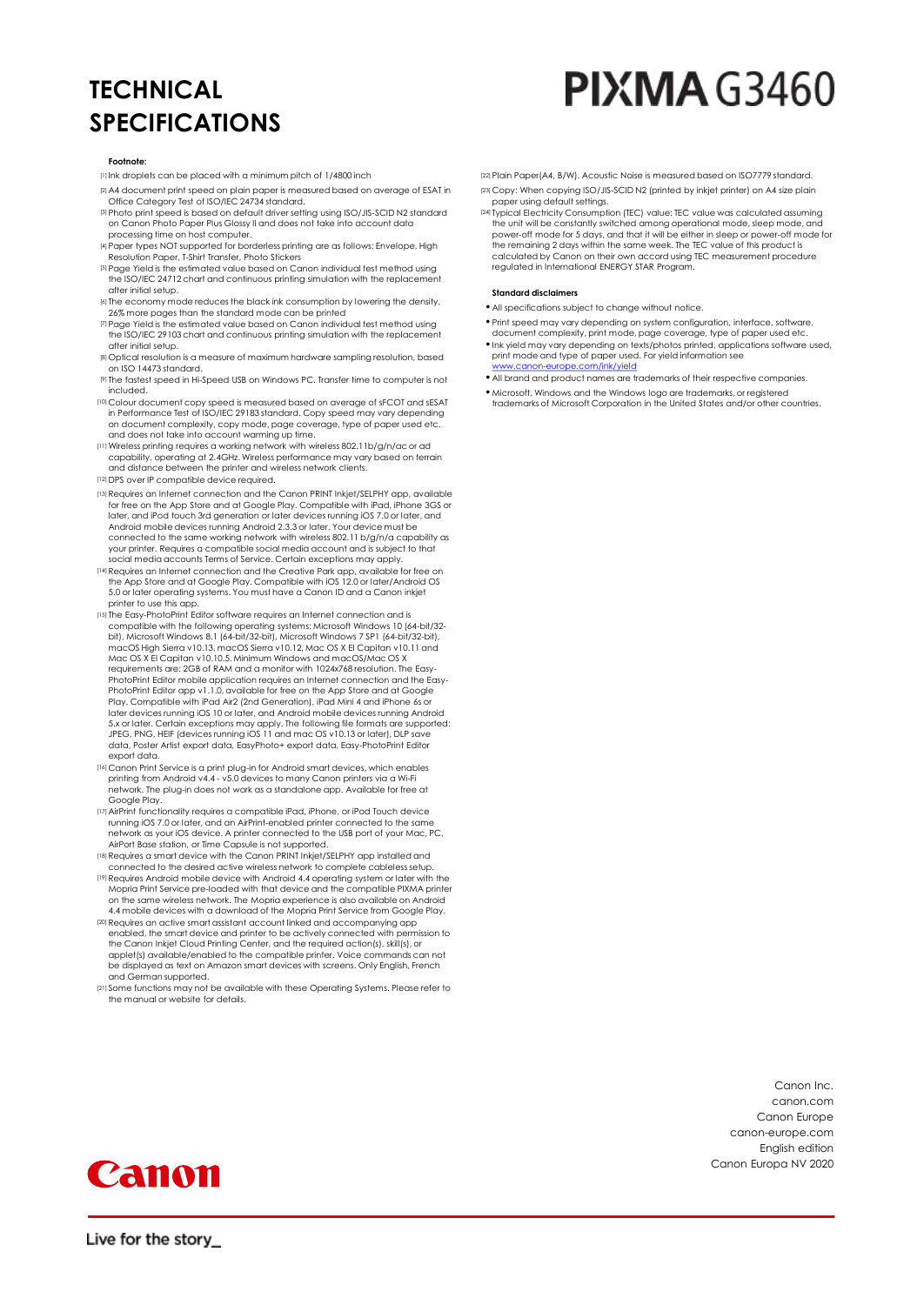# TECHNICAL SPECIFICATIONS

# PIXMA G3460

**Footnote:**

[1] Ink droplets can be placed with a minimum pitch of 1/4800 inch

[2] A4 document print speed on plain paper is measured based on average of ESAT in Office Category Test of ISO/IEC 24734 standard.

[3] Photo print speed is based on default driver setting using ISO/JIS-SCID N2 standard on Canon Photo Paper Plus Glossy II and does not take into account data processing time on host computer.

[4] Paper types NOT supported for borderless printing are as follows: Envelope, High Resolution Paper, T-Shirt Transfer, Photo Stickers

[5] Page Yield is the estimated value based on Canon individual test method using the ISO/IEC 24712 chart and continuous printing simulation with the replacement after initial setup.

[6] The economy mode reduces the black ink consumption by lowering the density, 26% more pages than the standard mode can be printed

[7] Page Yield is the estimated value based on Canon individual test method using the ISO/IEC 29103 chart and continuous printing simulation with the replacement after initial setup.

[8] Optical resolution is a measure of maximum hardware sampling resolution, based on ISO 14473 standard.

[9] The fastest speed in Hi-Speed USB on Windows PC. Transfer time to computer is not included.

[10] Colour document copy speed is measured based on average of sFCOT and sESAT in Performance Test of ISO/IEC 29183 standard. Copy speed may vary depending on document complexity, copy mode, page coverage, type of paper used etc. and does not take into account warming up time.

[11] Wireless printing requires a working network with wireless 802.11b/g/n/ac or ad capability, operating at 2.4GHz. Wireless performance may vary based on terrain and distance between the printer and wireless network clients.

[12] DPS over IP compatible device required.

[13] Requires an Internet connection and the Canon PRINT Inkjet/SELPHY app, available for free on the App Store and at Google Play. Compatible with iPad, iPhone 3GS or later, and iPod touch 3rd generation or later devices running iOS 7.0 or later, and Android mobile devices running Android 2.3.3 or later. Your device must be connected to the same working network with wireless 802.11 b/g/n/a capability as your printer. Requires a compatible social media account and is subject to that social media accounts Terms of Service. Certain exceptions may apply.

[14] Requires an Internet connection and the Creative Park app, available for free on the App Store and at Google Play. Compatible with iOS 12.0 or later/Android OS 5.0 or later operating systems. You must have a Canon ID and a Canon inkjet printer to use this app.

[15] The Easy-PhotoPrint Editor software requires an Internet connection and is compatible with the following operating systems; Microsoft Windows 10 (64-bit/32-bit), Microsoft Windows 8.1 (64-bit/32-bit), Microsoft Windows 7 SP1 (64-bit/32-bit), macOS High Sierra v10.13, macOS Sierra v10.12, Mac OS X El Capitan v10.11 and Mac OS X El Capitan v10.10.5. Minimum Windows and macOS/Mac OS X requirements are: 2GB of RAM and a monitor with 1024x768 resolution. The Easy-PhotoPrint Editor mobile application requires an Internet connection and the Easy-PhotoPrint Editor app v1.1.0, available for free on the App Store and at Google Play. Compatible with iPad Air2 (2nd Generation), iPad Mini 4 and iPhone 6s or later devices running iOS 10 or later, and Android mobile devices running Android 5.x or later. Certain exceptions may apply. The following file formats are supported: JPEG, PNG, HEIF (devices running iOS 11 and mac OS v10.13 or later), DLP save data, Poster Artist export data, EasyPhoto+ export data, Easy-PhotoPrint Editor export data.

[16] Canon Print Service is a print plug-in for Android smart devices, which enables printing from Android v4.4 - v5.0 devices to many Canon printers via a Wi-Fi network. The plug-in does not work as a standalone app. Available for free at Google Play.

[17] AirPrint functionality requires a compatible iPad, iPhone, or iPod Touch device running iOS 7.0 or later, and an AirPrint-enabled printer connected to the same network as your iOS device. A printer connected to the USB port of your Mac, PC, AirPort Base station, or Time Capsule is not supported.

[18] Requires a smart device with the Canon PRINT Inkjet/SELPHY app installed and connected to the desired active wireless network to complete cableless setup.

[19] Requires Android mobile device with Android 4.4 operating system or later with the Mopria Print Service pre-loaded with that device and the compatible PIXMA printer on the same wireless network. The Mopria experience is also available on Android 4.4 mobile devices with a download of the Mopria Print Service from Google Play.

[20] Requires an active smart assistant account linked and accompanying app enabled, the smart device and printer to be actively connected with permission to the Canon Inkjet Cloud Printing Center, and the required action(s), skill(s), or applet(s) available/enabled to the compatible printer. Voice commands can not be displayed as text on Amazon smart devices with screens. Only English, French and German supported.

[21] Some functions may not be available with these Operating Systems. Please refer to the manual or website for details.

[22] Plain Paper(A4, B/W). Acoustic Noise is measured based on ISO7779 standard.

[23] Copy: When copying ISO/JIS-SCID N2 (printed by inkjet printer) on A4 size plain paper using default settings.

[24] Typical Electricity Consumption (TEC) value: TEC value was calculated assuming the unit will be constantly switched among operational mode, sleep mode, and power-off mode for 5 days, and that it will be either in sleep or power-off mode for the remaining 2 days within the same week. The TEC value of this product is calculated by Canon on their own accord using TEC measurement procedure regulated in International ENERGY STAR Program.

**Standard disclaimers**

- All specifications subject to change without notice.
- Print speed may vary depending on system configuration, interface, software, document complexity, print mode, page coverage, type of paper used etc.
- Ink yield may vary depending on texts/photos printed, applications software used, print mode and type of paper used. For yield information see www.canon-europe.com/ink/yield
- All brand and product names are trademarks of their respective companies.
- Microsoft, Windows and the Windows logo are trademarks, or registered trademarks of Microsoft Corporation in the United States and/or other countries.

Canon Inc.
canon.com
Canon Europe
canon-europe.com
English edition
Canon Europa NV 2020

Canon

Live for the story_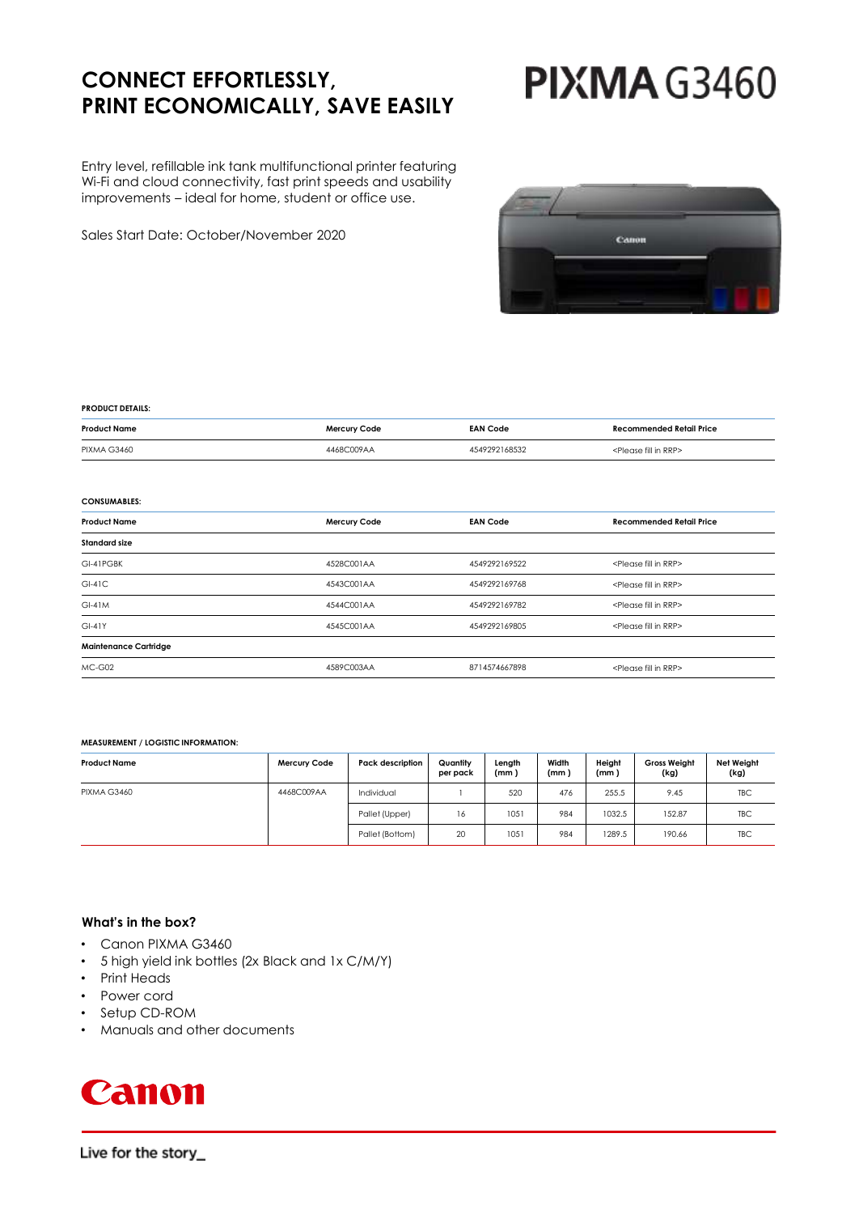# CONNECT EFFORTLESSLY, PRINT ECONOMICALLY, SAVE EASILY

# PIXMA G3460

Entry level, refillable ink tank multifunctional printer featuring Wi-Fi and cloud connectivity, fast print speeds and usability improvements – ideal for home, student or office use.

Sales Start Date: October/November 2020

**PRODUCT DETAILS:**

| Product Name | Mercury Code | EAN Code | Recommended Retail Price |
|---|---|---|---|
| PIXMA G3460 | 4468C009AA | 4549292168532 | <Please fill in RRP> |

**CONSUMABLES:**

| Product Name | Mercury Code | EAN Code | Recommended Retail Price |
|---|---|---|---|
| **Standard size** | | | |
| GI-41PGBK | 4528C001AA | 4549292169522 | <Please fill in RRP> |
| GI-41C | 4543C001AA | 4549292169768 | <Please fill in RRP> |
| GI-41M | 4544C001AA | 4549292169782 | <Please fill in RRP> |
| GI-41Y | 4545C001AA | 4549292169805 | <Please fill in RRP> |
| **Maintenance Cartridge** | | | |
| MC-G02 | 4589C003AA | 8714574667898 | <Please fill in RRP> |

**MEASUREMENT / LOGISTIC INFORMATION:**

| Product Name | Mercury Code | Pack description | Quantity per pack | Length (mm ) | Width (mm ) | Height (mm ) | Gross Weight (kg) | Net Weight (kg) |
|---|---|---|---|---|---|---|---|---|
| PIXMA G3460 | 4468C009AA | Individual | 1 | 520 | 476 | 255.5 | 9.45 | TBC |
| | | Pallet (Upper) | 16 | 1051 | 984 | 1032.5 | 152.87 | TBC |
| | | Pallet (Bottom) | 20 | 1051 | 984 | 1289.5 | 190.66 | TBC |

### What's in the box?

- Canon PIXMA G3460
- 5 high yield ink bottles (2x Black and 1x C/M/Y)
- Print Heads
- Power cord
- Setup CD-ROM
- Manuals and other documents

Canon

Live for the story_